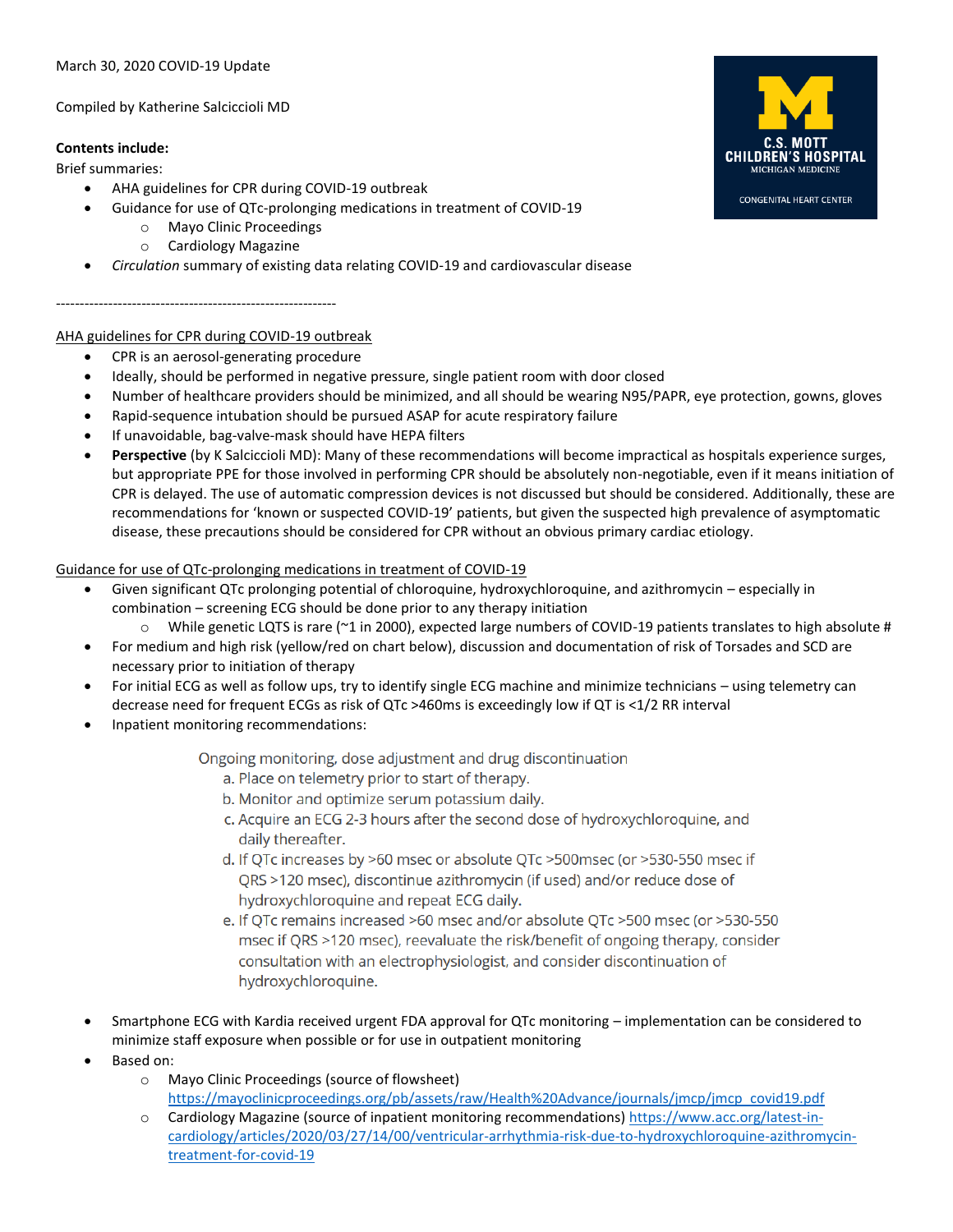March 30, 2020 COVID-19 Update

Compiled by Katherine Salcicciolí MD

**Contents include:**

Brief summaries:

- AHA guidelines for CPR during COVID-19 outbreak
- Guidance for use of QTc-prolonging medications in treatment of COVID-19
  - Mayo Clinic Proceedings
  - Cardiology Magazine
- *Circulation* summary of existing data relating COVID-19 and cardiovascular disease

------------------------------------------------------------

<u>AHA guidelines for CPR during COVID-19 outbreak</u>

- CPR is an aerosol-generating procedure
- Ideally, should be performed in negative pressure, single patient room with door closed
- Number of healthcare providers should be minimized, and all should be wearing N95/PAPR, eye protection, gowns, gloves
- Rapid-sequence intubation should be pursued ASAP for acute respiratory failure
- If unavoidable, bag-valve-mask should have HEPA filters
- **Perspective** (by K Salcicciolí MD): Many of these recommendations will become impractical as hospitals experience surges, but appropriate PPE for those involved in performing CPR should be absolutely non-negotiable, even if it means initiation of CPR is delayed. The use of automatic compression devices is not discussed but should be considered. Additionally, these are recommendations for 'known or suspected COVID-19' patients, but given the suspected high prevalence of asymptomatic disease, these precautions should be considered for CPR without an obvious primary cardiac etiology.

<u>Guidance for use of QTc-prolonging medications in treatment of COVID-19</u>

- Given significant QTc prolonging potential of chloroquine, hydroxychloroquine, and azithromycin – especially in combination – screening ECG should be done prior to any therapy initiation
  - While genetic LQTS is rare (~1 in 2000), expected large numbers of COVID-19 patients translates to high absolute #
- For medium and high risk (yellow/red on chart below), discussion and documentation of risk of Torsades and SCD are necessary prior to initiation of therapy
- For initial ECG as well as follow ups, try to identify single ECG machine and minimize technicians – using telemetry can decrease need for frequent ECGs as risk of QTc >460ms is exceedingly low if QT is <1/2 RR interval
- Inpatient monitoring recommendations:

  Ongoing monitoring, dose adjustment and drug discontinuation

  a. Place on telemetry prior to start of therapy.
  b. Monitor and optimize serum potassium daily.
  c. Acquire an ECG 2-3 hours after the second dose of hydroxychloroquine, and daily thereafter.
  d. If QTc increases by >60 msec or absolute QTc >500msec (or >530-550 msec if QRS >120 msec), discontinue azithromycin (if used) and/or reduce dose of hydroxychloroquine and repeat ECG daily.
  e. If QTc remains increased >60 msec and/or absolute QTc >500 msec (or >530-550 msec if QRS >120 msec), reevaluate the risk/benefit of ongoing therapy, consider consultation with an electrophysiologist, and consider discontinuation of hydroxychloroquine.

- Smartphone ECG with Kardia received urgent FDA approval for QTc monitoring – implementation can be considered to minimize staff exposure when possible or for use in outpatient monitoring
- Based on:
  - Mayo Clinic Proceedings (source of flowsheet) https://mayoclinicproceedings.org/pb/assets/raw/Health%20Advance/journals/jmcp/jmcp_covid19.pdf
  - Cardiology Magazine (source of inpatient monitoring recommendations) https://www.acc.org/latest-in-cardiology/articles/2020/03/27/14/00/ventricular-arrhythmia-risk-due-to-hydroxychloroquine-azithromycin-treatment-for-covid-19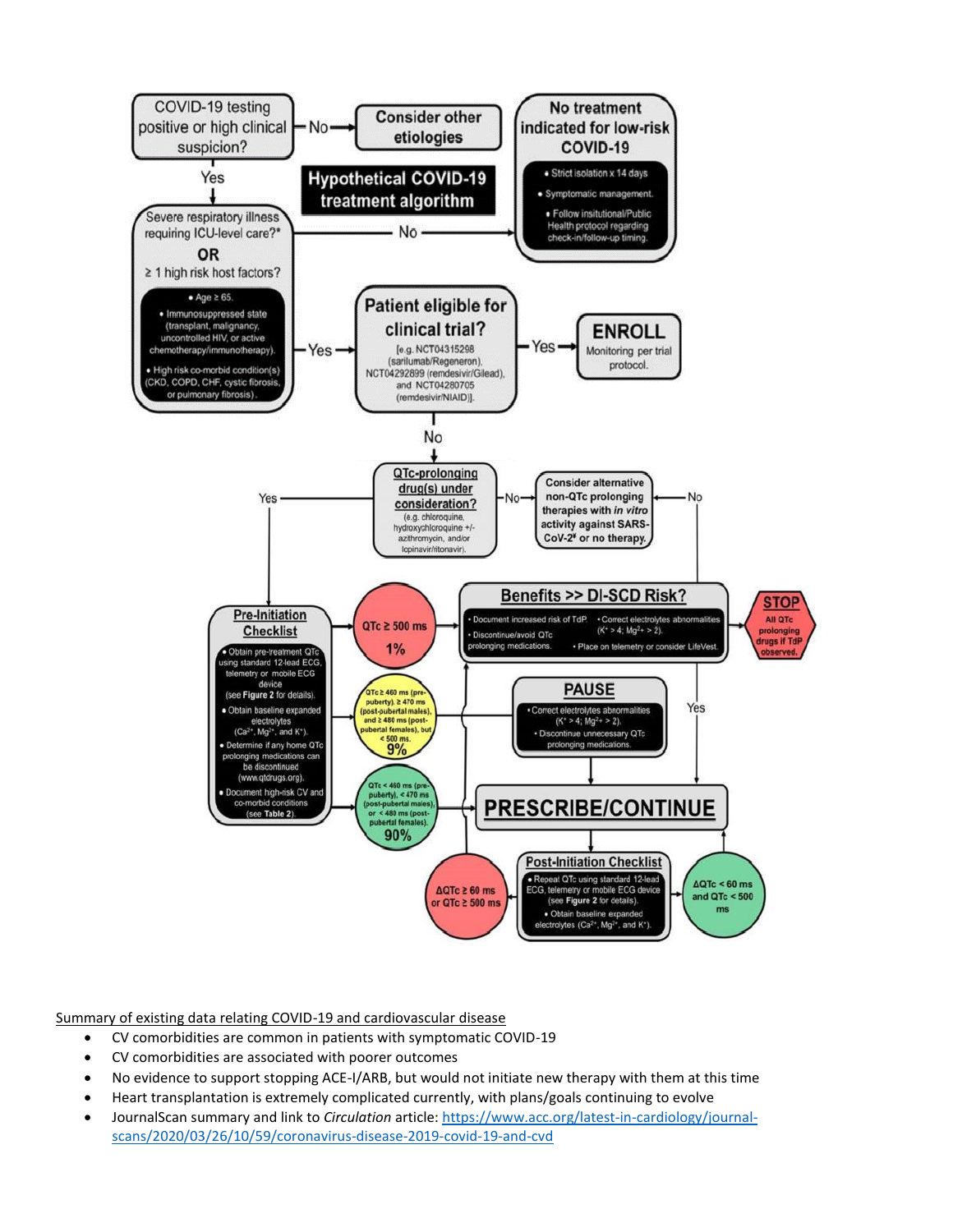Hypothetical COVID-19 treatment algorithm

COVID-19 testing positive or high clinical suspicion?

No → Consider other etiologies

Yes → Severe respiratory illness requiring ICU-level care?* OR ≥ 1 high risk host factors?

- Age ≥ 65.
- Immunosuppressed state (transplant, malignancy, uncontrolled HIV, or active chemotherapy/immunotherapy).
- High risk co-morbid condition(s) (CKD, COPD, CHF, cystic fibrosis, or pulmonary fibrosis).

No → No treatment indicated for low-risk COVID-19

- Strict isolation x 14 days
- Symptomatic management.
- Follow insitutional/Public Health protocol regarding check-in/follow-up timing.

Yes → Patient eligible for clinical trial? [e.g. NCT04315298 (sarilumab/Regeneron), NCT04292899 (remdesivir/Gilead), and NCT04280705 (remdesivir/NIAID)].

Yes → ENROLL. Monitoring per trial protocol.

No → QTc-prolonging drug(s) under consideration? (e.g. chloroquine, hydroxychloroquine +/- azithromycin, and/or lopinavir/ritonavir).

No → Consider alternative non-QTc prolonging therapies with *in vitro* activity against SARS-CoV-2[¥] or no therapy.

Yes → Pre-Initiation Checklist

- Obtain pre-treatment QTc using standard 12-lead ECG, telemetry or mobile ECG device (see **Figure 2** for details).
- Obtain baseline expanded electrolytes ($Ca^{2+}$, $Mg^{2+}$, and $K^+$).
- Determine if any home QTc prolonging medications can be discontinued (www.qtdrugs.org).
- Document high-risk CV and co-morbid conditions (see **Table 2**).

QTc ≥ 500 ms — 1% → Benefits >> DI-SCD Risk?

- Document increased risk of TdP.
- Discontinue/avoid QTc prolonging medications.
- Correct electrolytes abnormalities ($K^+ > 4$; $Mg^{2+} > 2$).
- Place on telemetry or consider LifeVest.

No → Consider alternative non-QTc prolonging therapies

Yes → PRESCRIBE/CONTINUE

STOP — All QTc prolonging drugs if TdP observed.

QTc ≥ 460 ms (pre-puberty), ≥ 470 ms (post-pubertal males), and ≥ 480 ms (post-pubertal females), but < 500 ms. — 9% → PAUSE

- Correct electrolytes abnormalities ($K^+ > 4$; $Mg^{2+} > 2$).
- Discontinue unnecessary QTc prolonging medications.

QTc < 460 ms (pre-puberty), < 470 ms (post-pubertal males), or < 480 ms (post-pubertal females). — 90% → PRESCRIBE/CONTINUE

Post-Initiation Checklist

- Repeat QTc using standard 12-lead ECG, telemetry or mobile ECG device (see **Figure 2** for details).
- Obtain baseline expanded electrolytes ($Ca^{2+}$, $Mg^{2+}$, and $K^+$).

ΔQTc ≥ 60 ms or QTc ≥ 500 ms

ΔQTc < 60 ms and QTc < 500 ms

Summary of existing data relating COVID-19 and cardiovascular disease

- CV comorbidities are common in patients with symptomatic COVID-19
- CV comorbidities are associated with poorer outcomes
- No evidence to support stopping ACE-I/ARB, but would not initiate new therapy with them at this time
- Heart transplantation is extremely complicated currently, with plans/goals continuing to evolve
- JournalScan summary and link to *Circulation* article: https://www.acc.org/latest-in-cardiology/journal-scans/2020/03/26/10/59/coronavirus-disease-2019-covid-19-and-cvd